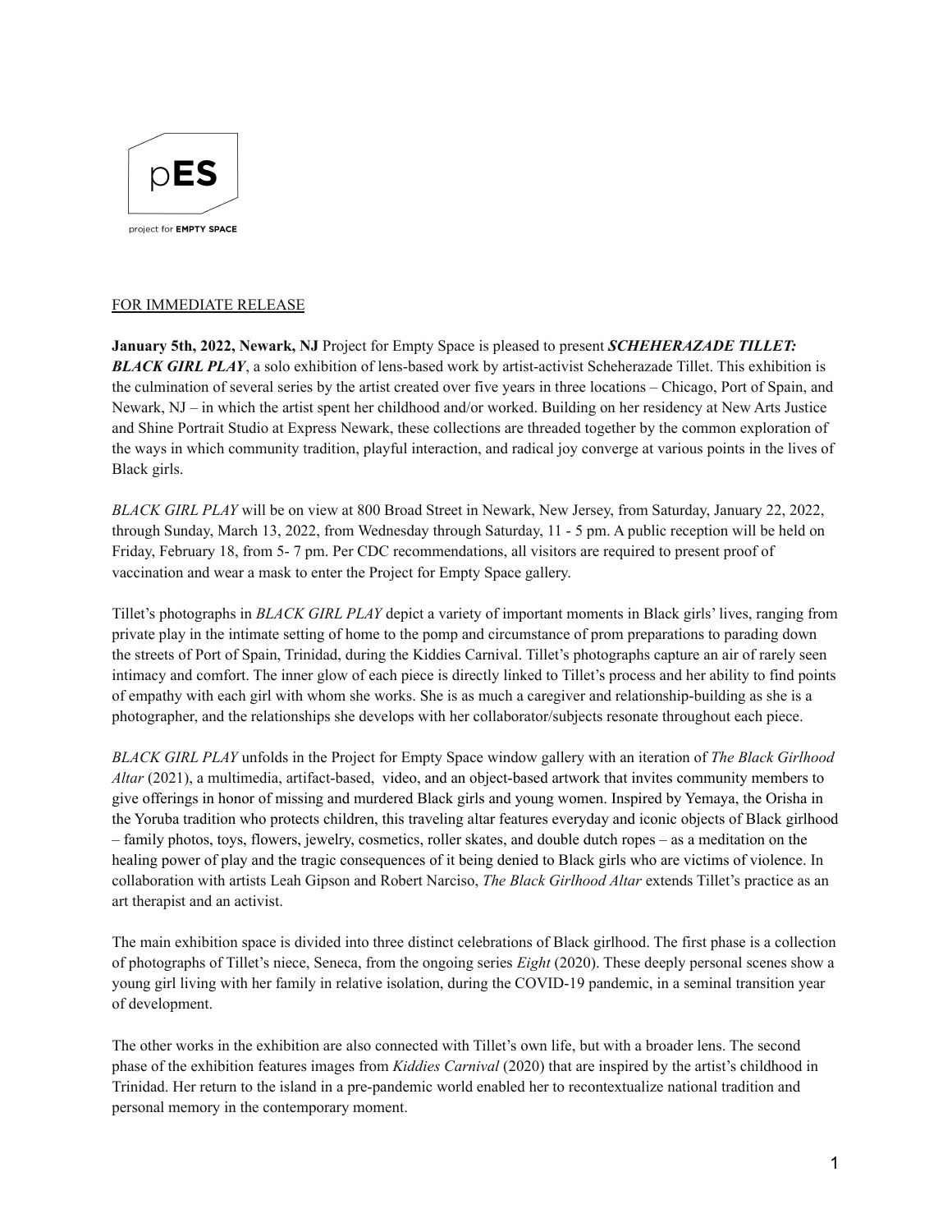pES

project for EMPTY SPACE

FOR IMMEDIATE RELEASE

**January 5th, 2022, Newark, NJ** Project for Empty Space is pleased to present ***SCHEHERAZADE TILLET: BLACK GIRL PLAY***, a solo exhibition of lens-based work by artist-activist Scheherazade Tillet. This exhibition is the culmination of several series by the artist created over five years in three locations – Chicago, Port of Spain, and Newark, NJ – in which the artist spent her childhood and/or worked. Building on her residency at New Arts Justice and Shine Portrait Studio at Express Newark, these collections are threaded together by the common exploration of the ways in which community tradition, playful interaction, and radical joy converge at various points in the lives of Black girls.

*BLACK GIRL PLAY* will be on view at 800 Broad Street in Newark, New Jersey, from Saturday, January 22, 2022, through Sunday, March 13, 2022, from Wednesday through Saturday, 11 - 5 pm. A public reception will be held on Friday, February 18, from 5- 7 pm. Per CDC recommendations, all visitors are required to present proof of vaccination and wear a mask to enter the Project for Empty Space gallery.

Tillet's photographs in *BLACK GIRL PLAY* depict a variety of important moments in Black girls' lives, ranging from private play in the intimate setting of home to the pomp and circumstance of prom preparations to parading down the streets of Port of Spain, Trinidad, during the Kiddies Carnival. Tillet's photographs capture an air of rarely seen intimacy and comfort. The inner glow of each piece is directly linked to Tillet's process and her ability to find points of empathy with each girl with whom she works. She is as much a caregiver and relationship-building as she is a photographer, and the relationships she develops with her collaborator/subjects resonate throughout each piece.

*BLACK GIRL PLAY* unfolds in the Project for Empty Space window gallery with an iteration of *The Black Girlhood Altar* (2021), a multimedia, artifact-based, video, and an object-based artwork that invites community members to give offerings in honor of missing and murdered Black girls and young women. Inspired by Yemaya, the Orisha in the Yoruba tradition who protects children, this traveling altar features everyday and iconic objects of Black girlhood – family photos, toys, flowers, jewelry, cosmetics, roller skates, and double dutch ropes – as a meditation on the healing power of play and the tragic consequences of it being denied to Black girls who are victims of violence. In collaboration with artists Leah Gipson and Robert Narciso, *The Black Girlhood Altar* extends Tillet's practice as an art therapist and an activist.

The main exhibition space is divided into three distinct celebrations of Black girlhood. The first phase is a collection of photographs of Tillet's niece, Seneca, from the ongoing series *Eight* (2020). These deeply personal scenes show a young girl living with her family in relative isolation, during the COVID-19 pandemic, in a seminal transition year of development.

The other works in the exhibition are also connected with Tillet's own life, but with a broader lens. The second phase of the exhibition features images from *Kiddies Carnival* (2020) that are inspired by the artist's childhood in Trinidad. Her return to the island in a pre-pandemic world enabled her to recontextualize national tradition and personal memory in the contemporary moment.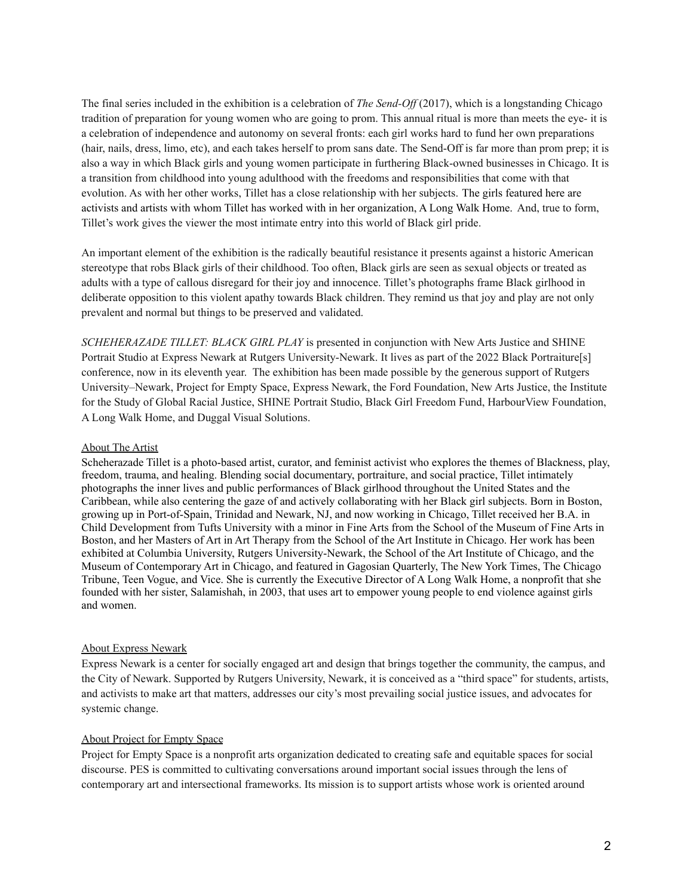The final series included in the exhibition is a celebration of *The Send-Off* (2017), which is a longstanding Chicago tradition of preparation for young women who are going to prom. This annual ritual is more than meets the eye- it is a celebration of independence and autonomy on several fronts: each girl works hard to fund her own preparations (hair, nails, dress, limo, etc), and each takes herself to prom sans date. The Send-Off is far more than prom prep; it is also a way in which Black girls and young women participate in furthering Black-owned businesses in Chicago. It is a transition from childhood into young adulthood with the freedoms and responsibilities that come with that evolution. As with her other works, Tillet has a close relationship with her subjects. The girls featured here are activists and artists with whom Tillet has worked with in her organization, A Long Walk Home. And, true to form, Tillet's work gives the viewer the most intimate entry into this world of Black girl pride.

An important element of the exhibition is the radically beautiful resistance it presents against a historic American stereotype that robs Black girls of their childhood. Too often, Black girls are seen as sexual objects or treated as adults with a type of callous disregard for their joy and innocence. Tillet's photographs frame Black girlhood in deliberate opposition to this violent apathy towards Black children. They remind us that joy and play are not only prevalent and normal but things to be preserved and validated.

*SCHEHERAZADE TILLET: BLACK GIRL PLAY* is presented in conjunction with New Arts Justice and SHINE Portrait Studio at Express Newark at Rutgers University-Newark. It lives as part of the 2022 Black Portraiture[s] conference, now in its eleventh year. The exhibition has been made possible by the generous support of Rutgers University–Newark, Project for Empty Space, Express Newark, the Ford Foundation, New Arts Justice, the Institute for the Study of Global Racial Justice, SHINE Portrait Studio, Black Girl Freedom Fund, HarbourView Foundation, A Long Walk Home, and Duggal Visual Solutions.

## About The Artist

Scheherazade Tillet is a photo-based artist, curator, and feminist activist who explores the themes of Blackness, play, freedom, trauma, and healing. Blending social documentary, portraiture, and social practice, Tillet intimately photographs the inner lives and public performances of Black girlhood throughout the United States and the Caribbean, while also centering the gaze of and actively collaborating with her Black girl subjects. Born in Boston, growing up in Port-of-Spain, Trinidad and Newark, NJ, and now working in Chicago, Tillet received her B.A. in Child Development from Tufts University with a minor in Fine Arts from the School of the Museum of Fine Arts in Boston, and her Masters of Art in Art Therapy from the School of the Art Institute in Chicago. Her work has been exhibited at Columbia University, Rutgers University-Newark, the School of the Art Institute of Chicago, and the Museum of Contemporary Art in Chicago, and featured in Gagosian Quarterly, The New York Times, The Chicago Tribune, Teen Vogue, and Vice. She is currently the Executive Director of A Long Walk Home, a nonprofit that she founded with her sister, Salamishah, in 2003, that uses art to empower young people to end violence against girls and women.

## About Express Newark

Express Newark is a center for socially engaged art and design that brings together the community, the campus, and the City of Newark. Supported by Rutgers University, Newark, it is conceived as a "third space" for students, artists, and activists to make art that matters, addresses our city's most prevailing social justice issues, and advocates for systemic change.

## About Project for Empty Space

Project for Empty Space is a nonprofit arts organization dedicated to creating safe and equitable spaces for social discourse. PES is committed to cultivating conversations around important social issues through the lens of contemporary art and intersectional frameworks. Its mission is to support artists whose work is oriented around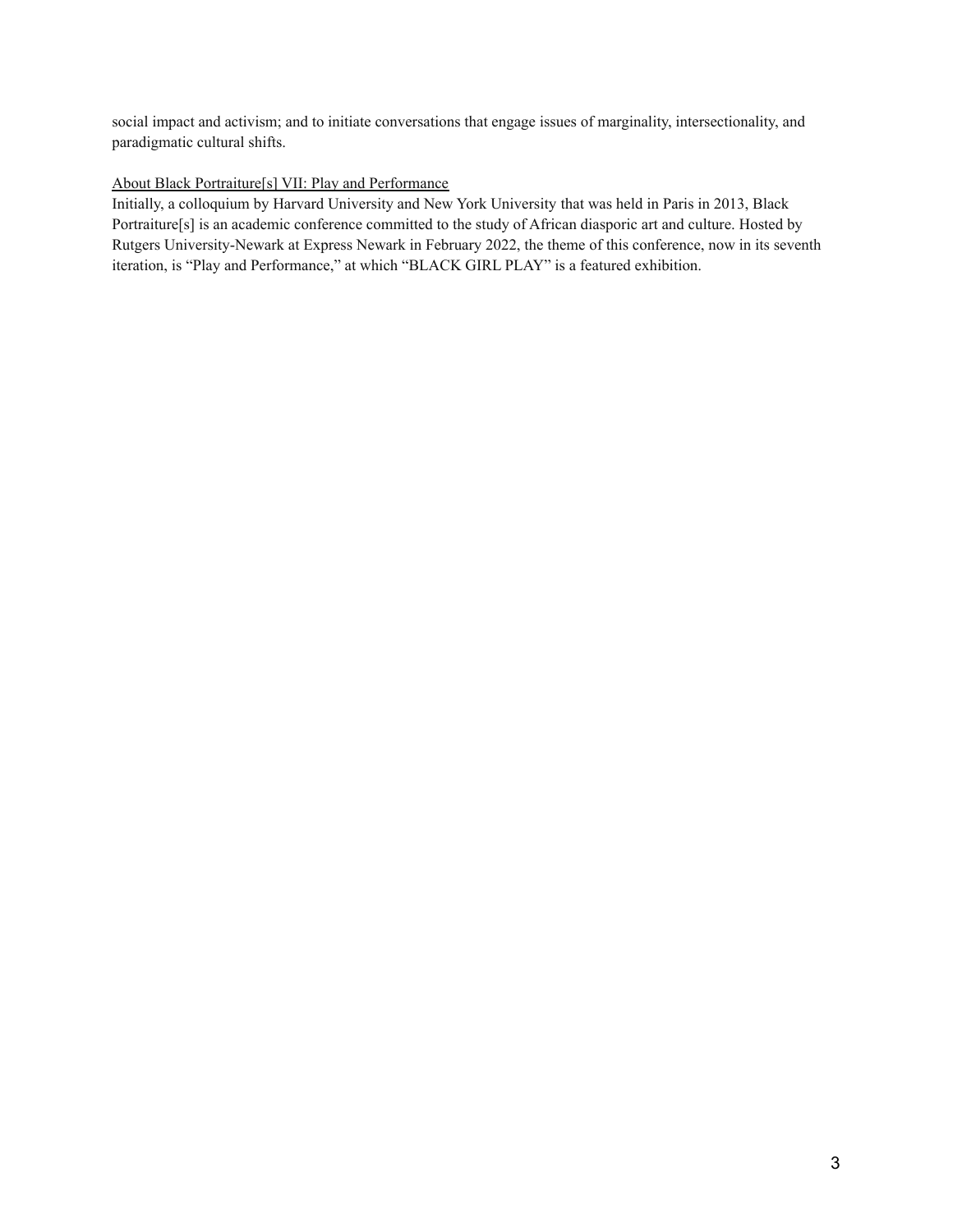social impact and activism; and to initiate conversations that engage issues of marginality, intersectionality, and paradigmatic cultural shifts.

<u>About Black Portraiture[s] VII: Play and Performance</u>

Initially, a colloquium by Harvard University and New York University that was held in Paris in 2013, Black Portraiture[s] is an academic conference committed to the study of African diasporic art and culture. Hosted by Rutgers University-Newark at Express Newark in February 2022, the theme of this conference, now in its seventh iteration, is "Play and Performance," at which "BLACK GIRL PLAY" is a featured exhibition.